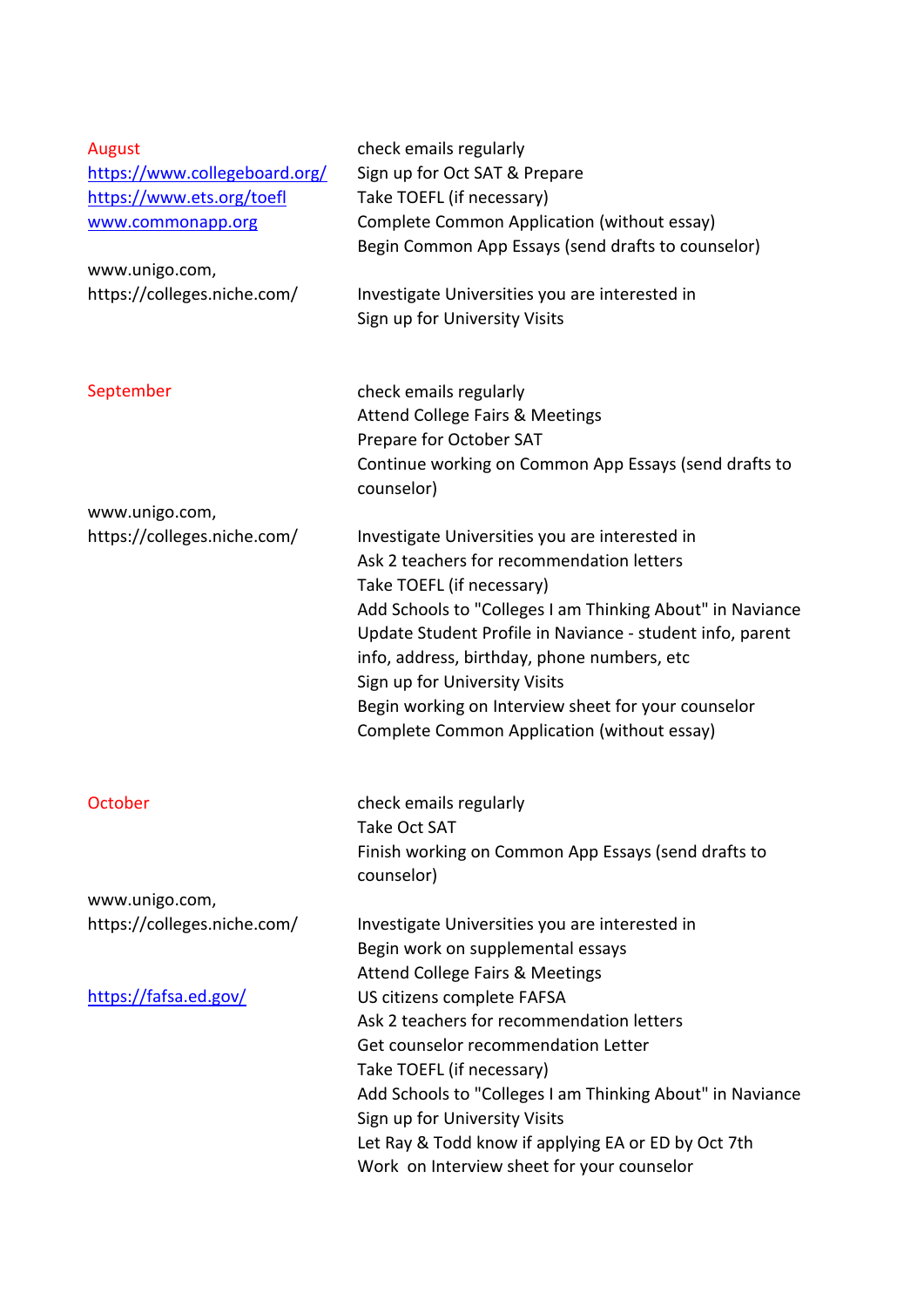| | |
|---|---|
| August | check emails regularly |
| https://www.collegeboard.org/ | Sign up for Oct SAT & Prepare |
| https://www.ets.org/toefl | Take TOEFL (if necessary) |
| www.commonapp.org | Complete Common Application (without essay) |
| | Begin Common App Essays (send drafts to counselor) |
| www.unigo.com, https://colleges.niche.com/ | Investigate Universities you are interested in |
| | Sign up for University Visits |
| | |
| September | check emails regularly |
| | Attend College Fairs & Meetings |
| | Prepare for October SAT |
| | Continue working on Common App Essays (send drafts to counselor) |
| www.unigo.com, https://colleges.niche.com/ | Investigate Universities you are interested in |
| | Ask 2 teachers for recommendation letters |
| | Take TOEFL (if necessary) |
| | Add Schools to "Colleges I am Thinking About" in Naviance |
| | Update Student Profile in Naviance - student info, parent info, address, birthday, phone numbers, etc |
| | Sign up for University Visits |
| | Begin working on Interview sheet for your counselor |
| | Complete Common Application (without essay) |
| | |
| October | check emails regularly |
| | Take Oct SAT |
| | Finish working on Common App Essays (send drafts to counselor) |
| www.unigo.com, https://colleges.niche.com/ | Investigate Universities you are interested in |
| | Begin work on supplemental essays |
| | Attend College Fairs & Meetings |
| https://fafsa.ed.gov/ | US citizens complete FAFSA |
| | Ask 2 teachers for recommendation letters |
| | Get counselor recommendation Letter |
| | Take TOEFL (if necessary) |
| | Add Schools to "Colleges I am Thinking About" in Naviance |
| | Sign up for University Visits |
| | Let Ray & Todd know if applying EA or ED by Oct 7th |
| | Work on Interview sheet for your counselor |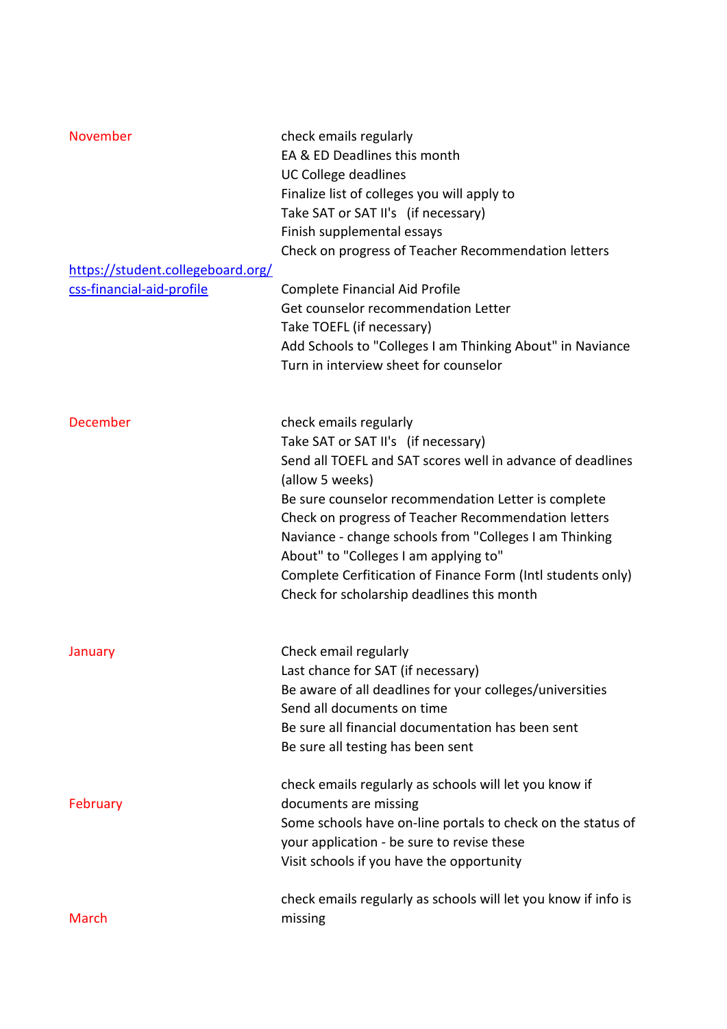| | |
|---|---|
| November | check emails regularly<br>EA & ED Deadlines this month<br>UC College deadlines<br>Finalize list of colleges you will apply to<br>Take SAT or SAT II's (if necessary)<br>Finish supplemental essays<br>Check on progress of Teacher Recommendation letters |
| https://student.collegeboard.org/css-financial-aid-profile | Complete Financial Aid Profile<br>Get counselor recommendation Letter<br>Take TOEFL (if necessary)<br>Add Schools to "Colleges I am Thinking About" in Naviance<br>Turn in interview sheet for counselor |
| December | check emails regularly<br>Take SAT or SAT II's (if necessary)<br>Send all TOEFL and SAT scores well in advance of deadlines (allow 5 weeks)<br>Be sure counselor recommendation Letter is complete<br>Check on progress of Teacher Recommendation letters<br>Naviance - change schools from "Colleges I am Thinking About" to "Colleges I am applying to"<br>Complete Cerfitication of Finance Form (Intl students only)<br>Check for scholarship deadlines this month |
| January | Check email regularly<br>Last chance for SAT (if necessary)<br>Be aware of all deadlines for your colleges/universities<br>Send all documents on time<br>Be sure all financial documentation has been sent<br>Be sure all testing has been sent |
| February | check emails regularly as schools will let you know if documents are missing<br>Some schools have on-line portals to check on the status of your application - be sure to revise these<br>Visit schools if you have the opportunity |
| March | check emails regularly as schools will let you know if info is missing |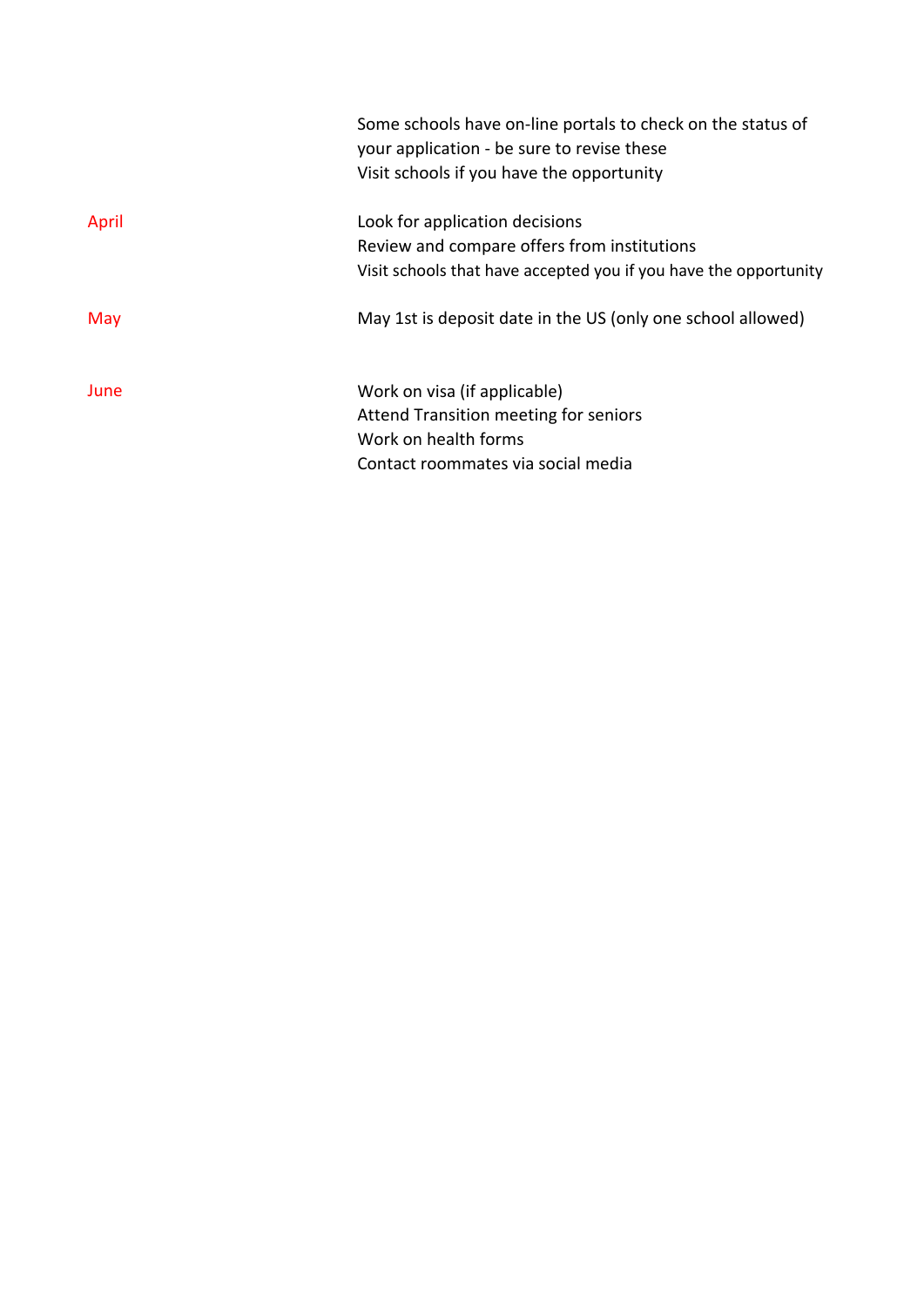| | |
|---|---|
| | Some schools have on-line portals to check on the status of your application - be sure to revise these<br>Visit schools if you have the opportunity |
| April | Look for application decisions<br>Review and compare offers from institutions<br>Visit schools that have accepted you if you have the opportunity |
| May | May 1st is deposit date in the US (only one school allowed) |
| June | Work on visa (if applicable)<br>Attend Transition meeting for seniors<br>Work on health forms<br>Contact roommates via social media |